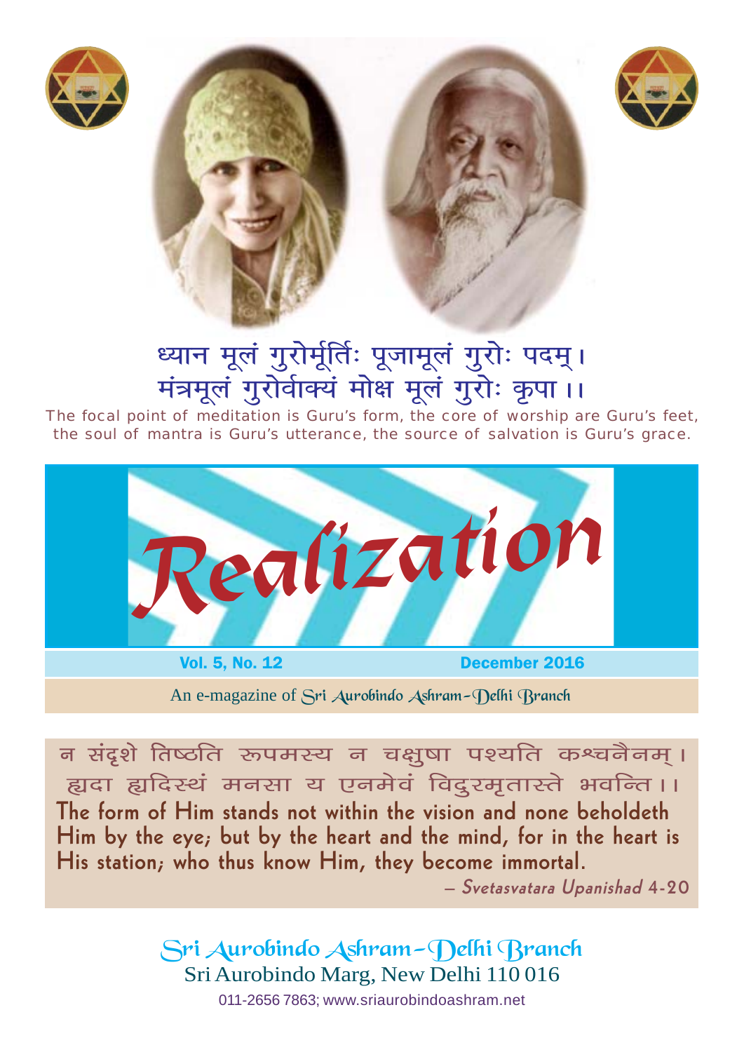ध्यान मूलं गुरोर्मूर्तिः पूजामूलं गुरोः पदम्।
मंत्रमूलं गुरोर्वाक्यं मोक्ष मूलं गुरोः कृपा ।।

The focal point of meditation is Guru's form, the core of worship are Guru's feet, the soul of mantra is Guru's utterance, the source of salvation is Guru's grace.

# Realization

**Vol. 5, No. 12** **December 2016**

An e-magazine of Sri Aurobindo Ashram–Delhi Branch

न संदृशे तिष्ठति रूपमस्य न चक्षुषा पश्यति कश्चनैनम्।
हृदा हृदिस्थं मनसा य एनमेवं विदुरमृतास्ते भवन्ति ।।

**The form of Him stands not within the vision and none beholdeth Him by the eye; but by the heart and the mind, for in the heart is His station; who thus know Him, they become immortal.**

– *Svetasvatara Upanishad* 4-20

Sri Aurobindo Ashram–Delhi Branch
Sri Aurobindo Marg, New Delhi 110 016
011-2656 7863; www.sriaurobindoashram.net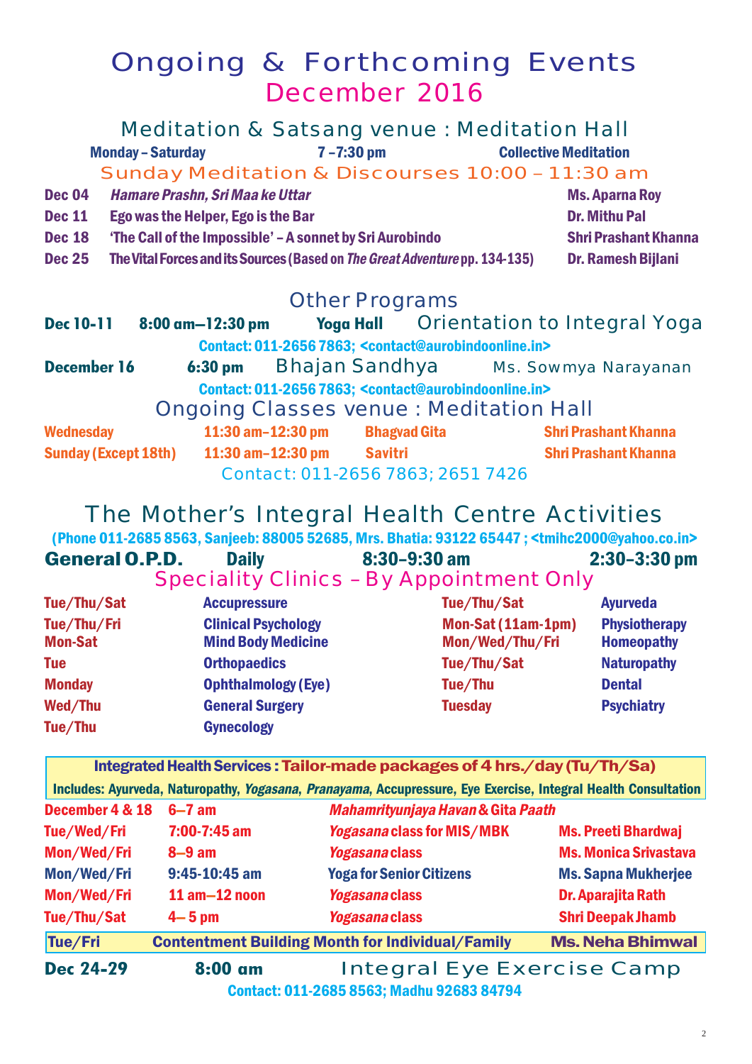# Ongoing & Forthcoming Events
## December 2016

### Meditation & Satsang venue : Meditation Hall

| Monday – Saturday | 7 –7:30 pm | Collective Meditation |
|---|---|---|

### Sunday Meditation & Discourses 10:00 – 11:30 am

| | | |
|---|---|---|
| Dec 04 | *Hamare Prashn, Sri Maa ke Uttar* | Ms. Aparna Roy |
| Dec 11 | Ego was the Helper, Ego is the Bar | Dr. Mithu Pal |
| Dec 18 | 'The Call of the Impossible' – A sonnet by Sri Aurobindo | Shri Prashant Khanna |
| Dec 25 | The Vital Forces and its Sources (Based on *The Great Adventure* pp. 134-135) | Dr. Ramesh Bijlani |

### Other Programs

**Dec 10-11** 8:00 am—12:30 pm Yoga Hall **Orientation to Integral Yoga**

Contact: 011-2656 7863; <contact@aurobindoonline.in>

**December 16** 6:30 pm **Bhajan Sandhya** Ms. Sowmya Narayanan

Contact: 011-2656 7863; <contact@aurobindoonline.in>

### Ongoing Classes venue : Meditation Hall

| | | | |
|---|---|---|---|
| Wednesday | 11:30 am–12:30 pm | Bhagvad Gita | Shri Prashant Khanna |
| Sunday (Except 18th) | 11:30 am–12:30 pm | Savitri | Shri Prashant Khanna |

Contact: 011-2656 7863; 2651 7426

## The Mother's Integral Health Centre Activities

(Phone 011-2685 8563, Sanjeeb: 88005 52685, Mrs. Bhatia: 93122 65447 ; <tmihc2000@yahoo.co.in>

**General O.P.D.** Daily 8:30–9:30 am 2:30–3:30 pm

### Speciality Clinics – By Appointment Only

| | | | |
|---|---|---|---|
| Tue/Thu/Sat | Accupressure | Tue/Thu/Sat | Ayurveda |
| Tue/Thu/Fri | Clinical Psychology | Mon-Sat (11am-1pm) | Physiotherapy |
| Mon-Sat | Mind Body Medicine | Mon/Wed/Thu/Fri | Homeopathy |
| Tue | Orthopaedics | Tue/Thu/Sat | Naturopathy |
| Monday | Ophthalmology (Eye) | Tue/Thu | Dental |
| Wed/Thu | General Surgery | Tuesday | Psychiatry |
| Tue/Thu | Gynecology | | |

**Integrated Health Services : Tailor-made packages of 4 hrs./day (Tu/Th/Sa)**

Includes: Ayurveda, Naturopathy, *Yogasana*, *Pranayama*, Accupressure, Eye Exercise, Integral Health Consultation

| | | | |
|---|---|---|---|
| December 4 & 18 | 6–7 am | *Mahamrityunjaya Havan* & Gita *Paath* | |
| Tue/Wed/Fri | 7:00-7:45 am | *Yogasana* class for MIS/MBK | Ms. Preeti Bhardwaj |
| Mon/Wed/Fri | 8–9 am | *Yogasana* class | Ms. Monica Srivastava |
| Mon/Wed/Fri | 9:45-10:45 am | Yoga for Senior Citizens | Ms. Sapna Mukherjee |
| Mon/Wed/Fri | 11 am–12 noon | *Yogasana* class | Dr. Aparajita Rath |
| Tue/Thu/Sat | 4– 5 pm | *Yogasana* class | Shri Deepak Jhamb |
| Tue/Fri | Contentment Building Month for Individual/Family | | Ms. Neha Bhimwal |

**Dec 24-29** 8:00 am **Integral Eye Exercise Camp**

Contact: 011-2685 8563; Madhu 92683 84794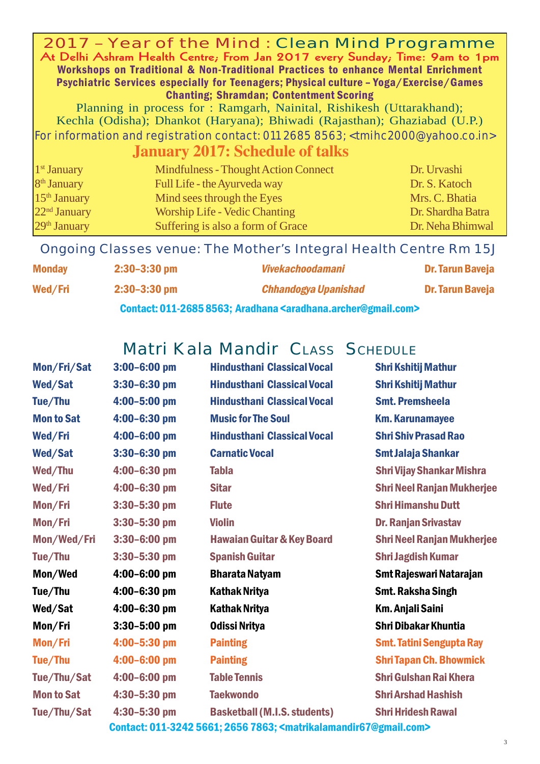## 2017 – Year of the Mind : Clean Mind Programme

**At Delhi Ashram Health Centre; From Jan 2017 every Sunday; Time: 9am to 1pm**

**Workshops on Traditional & Non-Traditional Practices to enhance Mental Enrichment**
**Psychiatric Services especially for Teenagers; Physical culture – Yoga/Exercise/Games**
**Chanting; Shramdan; Contentment Scoring**

Planning in process for : Ramgarh, Nainital, Rishikesh (Uttarakhand); Kechla (Odisha); Dhankot (Haryana); Bhiwadi (Rajasthan); Ghaziabad (U.P.)

For information and registration contact: 011 2685 8563; <tmihc2000@yahoo.co.in>

### January 2017: Schedule of talks

| Date | Topic | Speaker |
|---|---|---|
| 1st January | Mindfulness - Thought Action Connect | Dr. Urvashi |
| 8th January | Full Life - the Ayurveda way | Dr. S. Katoch |
| 15th January | Mind sees through the Eyes | Mrs. C. Bhatia |
| 22nd January | Worship Life - Vedic Chanting | Dr. Shardha Batra |
| 29th January | Suffering is also a form of Grace | Dr. Neha Bhimwal |

### Ongoing Classes venue: The Mother's Integral Health Centre Rm 15J

| Day | Time | Class | Teacher |
|---|---|---|---|
| **Monday** | **2:30–3:30 pm** | ***Vivekachoodamani*** | **Dr. Tarun Baveja** |
| **Wed/Fri** | **2:30–3:30 pm** | ***Chhandogya Upanishad*** | **Dr. Tarun Baveja** |

**Contact: 011-2685 8563; Aradhana <aradhana.archer@gmail.com>**

## Matri Kala Mandir Class Schedule

| Day | Time | Class | Teacher |
|---|---|---|---|
| Mon/Fri/Sat | 3:00–6:00 pm | Hindusthani Classical Vocal | Shri Kshitij Mathur |
| Wed/Sat | 3:30–6:30 pm | Hindusthani Classical Vocal | Shri Kshitij Mathur |
| Tue/Thu | 4:00–5:00 pm | Hindusthani Classical Vocal | Smt. Premsheela |
| Mon to Sat | 4:00–6:30 pm | Music for The Soul | Km. Karunamayee |
| Wed/Fri | 4:00–6:00 pm | Hindusthani Classical Vocal | Shri Shiv Prasad Rao |
| Wed/Sat | 3:30–6:30 pm | Carnatic Vocal | Smt Jalaja Shankar |
| Wed/Thu | 4:00–6:30 pm | Tabla | Shri Vijay Shankar Mishra |
| Wed/Fri | 4:00–6:30 pm | Sitar | Shri Neel Ranjan Mukherjee |
| Mon/Fri | 3:30–5:30 pm | Flute | Shri Himanshu Dutt |
| Mon/Fri | 3:30–5:30 pm | Violin | Dr. Ranjan Srivastav |
| Mon/Wed/Fri | 3:30–6:00 pm | Hawaian Guitar & Key Board | Shri Neel Ranjan Mukherjee |
| Tue/Thu | 3:30–5:30 pm | Spanish Guitar | Shri Jagdish Kumar |
| Mon/Wed | 4:00–6:00 pm | Bharata Natyam | Smt Rajeswari Natarajan |
| Tue/Thu | 4:00–6:30 pm | Kathak Nritya | Smt. Raksha Singh |
| Wed/Sat | 4:00–6:30 pm | Kathak Nritya | Km. Anjali Saini |
| Mon/Fri | 3:30–5:00 pm | Odissi Nritya | Shri Dibakar Khuntia |
| Mon/Fri | 4:00–5:30 pm | Painting | Smt. Tatini Sengupta Ray |
| Tue/Thu | 4:00–6:00 pm | Painting | Shri Tapan Ch. Bhowmick |
| Tue/Thu/Sat | 4:00–6:00 pm | Table Tennis | Shri Gulshan Rai Khera |
| Mon to Sat | 4:30–5:30 pm | Taekwondo | Shri Arshad Hashish |
| Tue/Thu/Sat | 4:30–5:30 pm | Basketball (M.I.S. students) | Shri Hridesh Rawal |

**Contact: 011-3242 5661; 2656 7863; <matrikalamandir67@gmail.com>**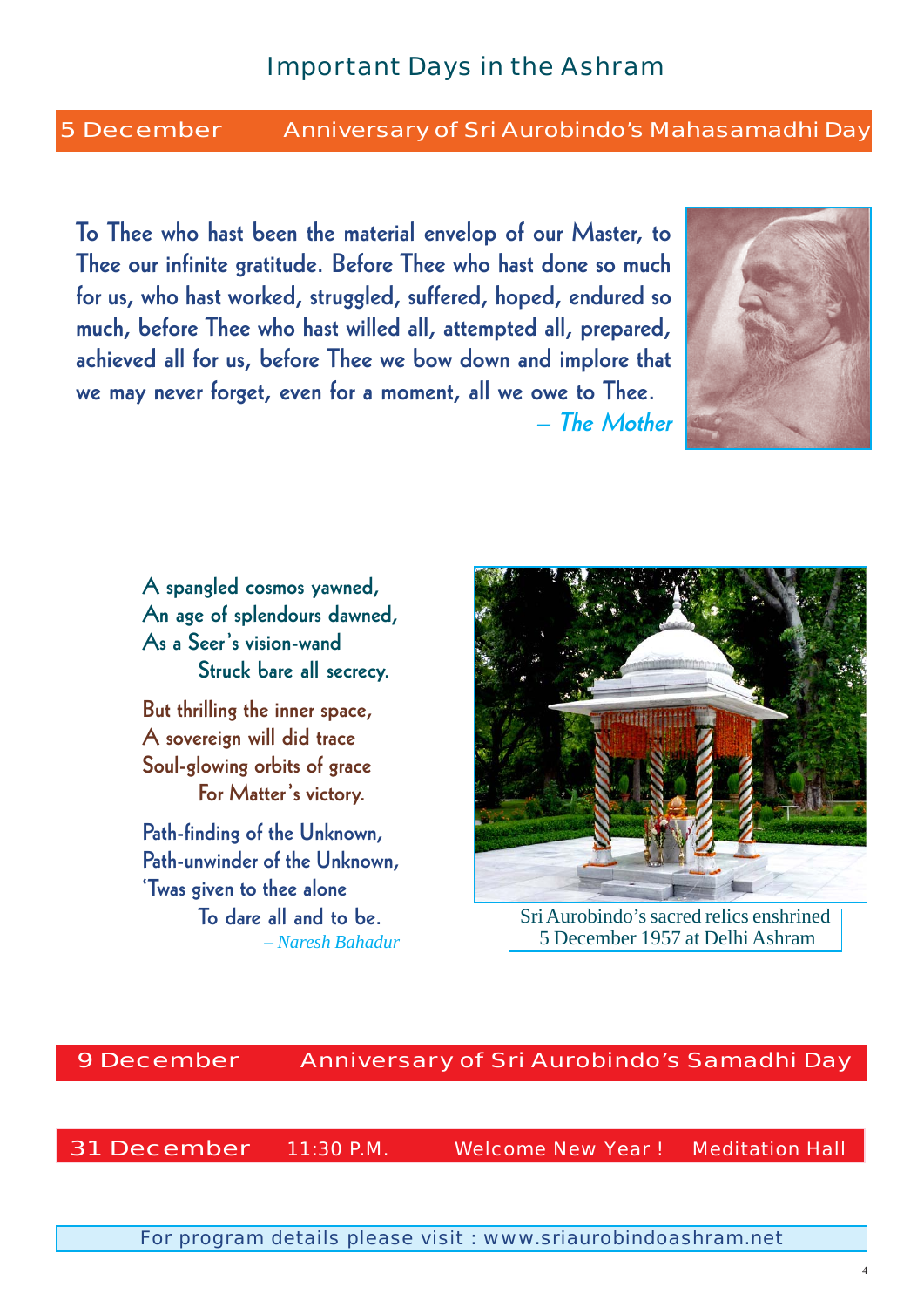## Important Days in the Ashram

**5 December** — Anniversary of Sri Aurobindo's Mahasamadhi Day

**To Thee who hast been the material envelop of our Master, to Thee our infinite gratitude. Before Thee who hast done so much for us, who hast worked, struggled, suffered, hoped, endured so much, before Thee who hast willed all, attempted all, prepared, achieved all for us, before Thee we bow down and implore that we may never forget, even for a moment, all we owe to Thee.**

*– The Mother*

A spangled cosmos yawned,
An age of splendours dawned,
As a Seer's vision-wand
    Struck bare all secrecy.

But thrilling the inner space,
A sovereign will did trace
Soul-glowing orbits of grace
    For Matter's victory.

Path-finding of the Unknown,
Path-unwinder of the Unknown,
'Twas given to thee alone
    To dare all and to be.

*– Naresh Bahadur*

Sri Aurobindo's sacred relics enshrined 5 December 1957 at Delhi Ashram

**9 December** — Anniversary of Sri Aurobindo's Samadhi Day

**31 December** — 11:30 P.M. — Welcome New Year ! — Meditation Hall

For program details please visit : www.sriaurobindoashram.net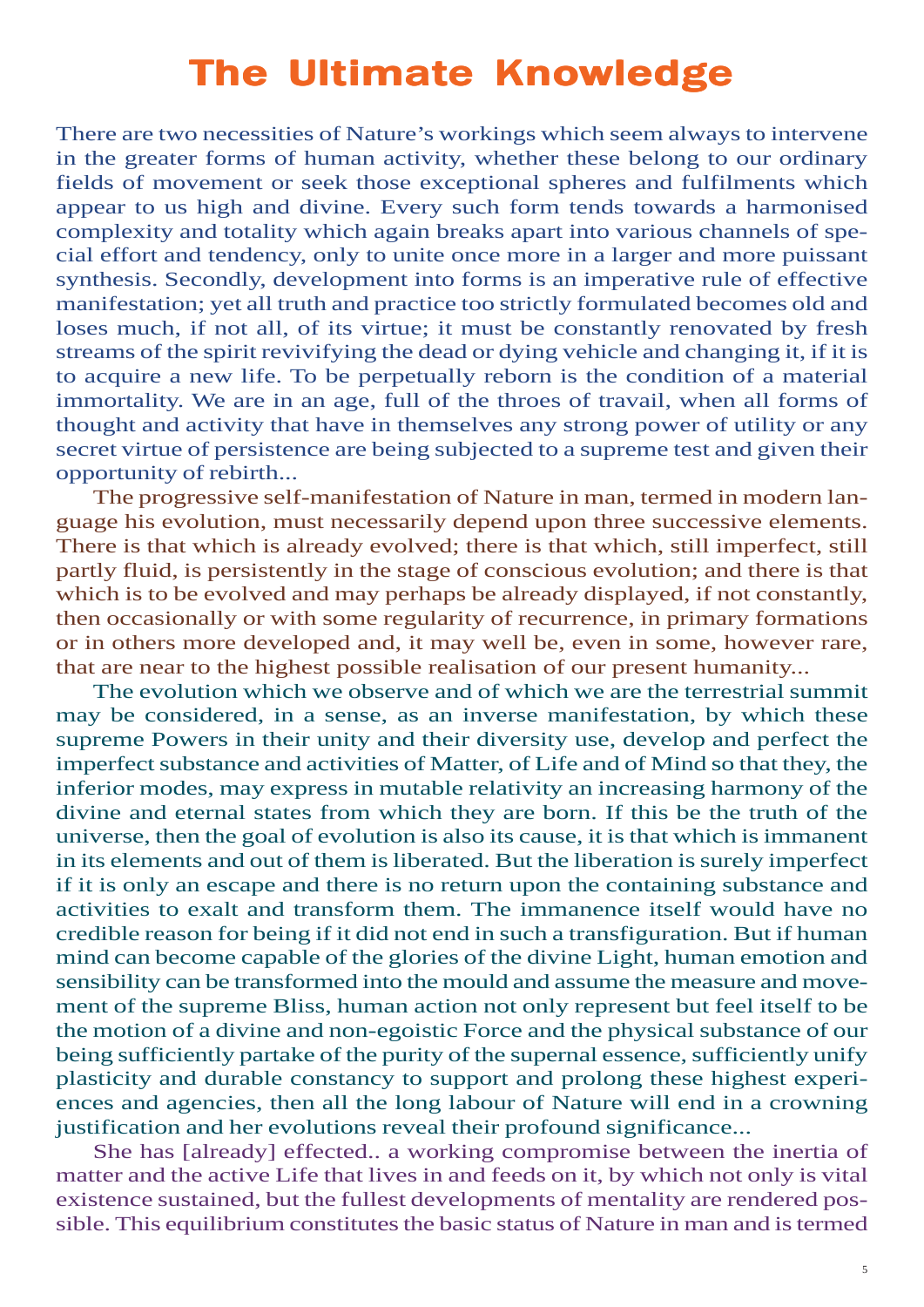# The Ultimate Knowledge

There are two necessities of Nature's workings which seem always to intervene in the greater forms of human activity, whether these belong to our ordinary fields of movement or seek those exceptional spheres and fulfilments which appear to us high and divine. Every such form tends towards a harmonised complexity and totality which again breaks apart into various channels of special effort and tendency, only to unite once more in a larger and more puissant synthesis. Secondly, development into forms is an imperative rule of effective manifestation; yet all truth and practice too strictly formulated becomes old and loses much, if not all, of its virtue; it must be constantly renovated by fresh streams of the spirit revivifying the dead or dying vehicle and changing it, if it is to acquire a new life. To be perpetually reborn is the condition of a material immortality. We are in an age, full of the throes of travail, when all forms of thought and activity that have in themselves any strong power of utility or any secret virtue of persistence are being subjected to a supreme test and given their opportunity of rebirth...

The progressive self-manifestation of Nature in man, termed in modern language his evolution, must necessarily depend upon three successive elements. There is that which is already evolved; there is that which, still imperfect, still partly fluid, is persistently in the stage of conscious evolution; and there is that which is to be evolved and may perhaps be already displayed, if not constantly, then occasionally or with some regularity of recurrence, in primary formations or in others more developed and, it may well be, even in some, however rare, that are near to the highest possible realisation of our present humanity...

The evolution which we observe and of which we are the terrestrial summit may be considered, in a sense, as an inverse manifestation, by which these supreme Powers in their unity and their diversity use, develop and perfect the imperfect substance and activities of Matter, of Life and of Mind so that they, the inferior modes, may express in mutable relativity an increasing harmony of the divine and eternal states from which they are born. If this be the truth of the universe, then the goal of evolution is also its cause, it is that which is immanent in its elements and out of them is liberated. But the liberation is surely imperfect if it is only an escape and there is no return upon the containing substance and activities to exalt and transform them. The immanence itself would have no credible reason for being if it did not end in such a transfiguration. But if human mind can become capable of the glories of the divine Light, human emotion and sensibility can be transformed into the mould and assume the measure and movement of the supreme Bliss, human action not only represent but feel itself to be the motion of a divine and non-egoistic Force and the physical substance of our being sufficiently partake of the purity of the supernal essence, sufficiently unify plasticity and durable constancy to support and prolong these highest experiences and agencies, then all the long labour of Nature will end in a crowning justification and her evolutions reveal their profound significance...

She has [already] effected.. a working compromise between the inertia of matter and the active Life that lives in and feeds on it, by which not only is vital existence sustained, but the fullest developments of mentality are rendered possible. This equilibrium constitutes the basic status of Nature in man and is termed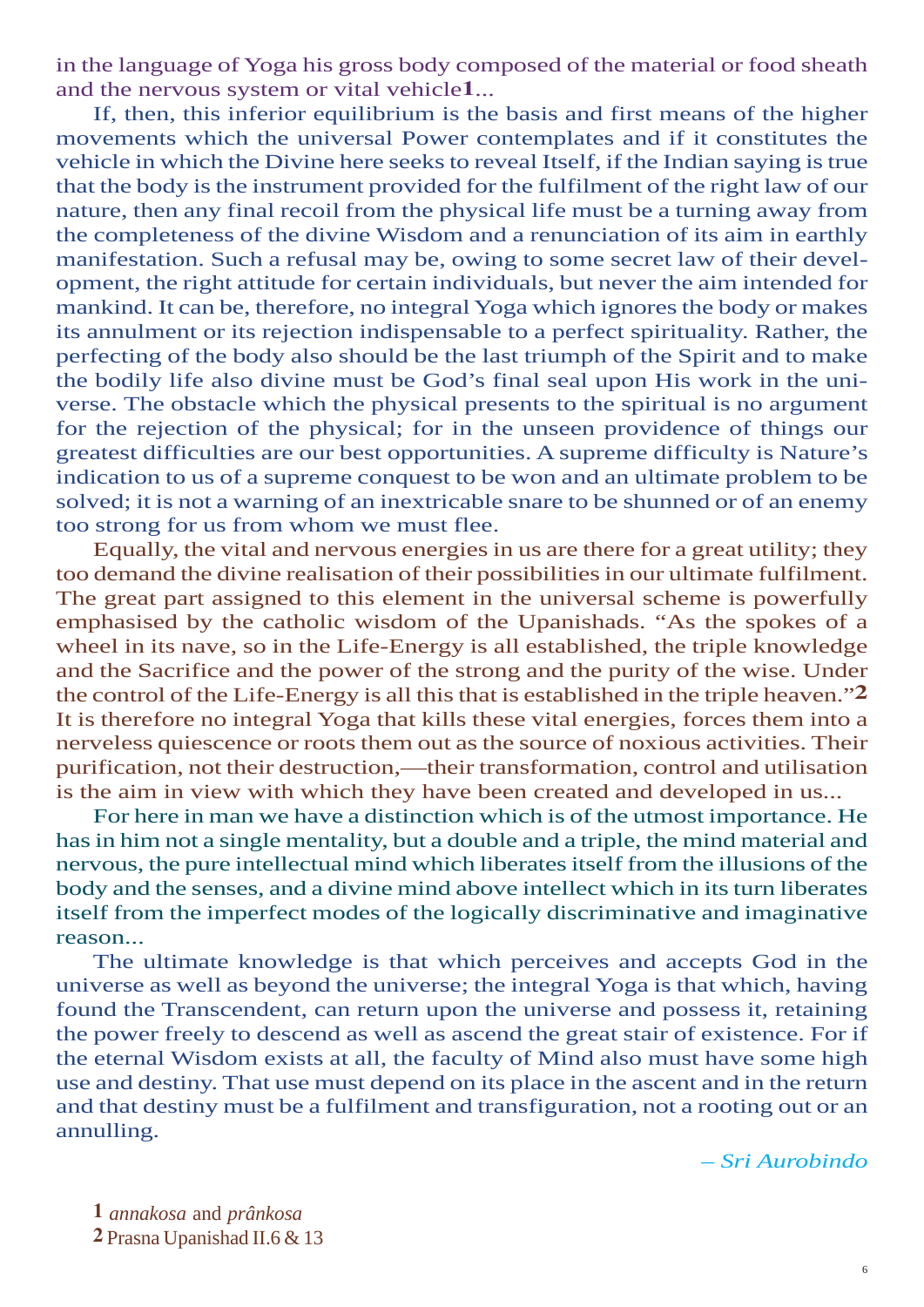in the language of Yoga his gross body composed of the material or food sheath and the nervous system or vital vehicle[1]...

If, then, this inferior equilibrium is the basis and first means of the higher movements which the universal Power contemplates and if it constitutes the vehicle in which the Divine here seeks to reveal Itself, if the Indian saying is true that the body is the instrument provided for the fulfilment of the right law of our nature, then any final recoil from the physical life must be a turning away from the completeness of the divine Wisdom and a renunciation of its aim in earthly manifestation. Such a refusal may be, owing to some secret law of their development, the right attitude for certain individuals, but never the aim intended for mankind. It can be, therefore, no integral Yoga which ignores the body or makes its annulment or its rejection indispensable to a perfect spirituality. Rather, the perfecting of the body also should be the last triumph of the Spirit and to make the bodily life also divine must be God's final seal upon His work in the universe. The obstacle which the physical presents to the spiritual is no argument for the rejection of the physical; for in the unseen providence of things our greatest difficulties are our best opportunities. A supreme difficulty is Nature's indication to us of a supreme conquest to be won and an ultimate problem to be solved; it is not a warning of an inextricable snare to be shunned or of an enemy too strong for us from whom we must flee.

Equally, the vital and nervous energies in us are there for a great utility; they too demand the divine realisation of their possibilities in our ultimate fulfilment. The great part assigned to this element in the universal scheme is powerfully emphasised by the catholic wisdom of the Upanishads. "As the spokes of a wheel in its nave, so in the Life-Energy is all established, the triple knowledge and the Sacrifice and the power of the strong and the purity of the wise. Under the control of the Life-Energy is all this that is established in the triple heaven."[2] It is therefore no integral Yoga that kills these vital energies, forces them into a nerveless quiescence or roots them out as the source of noxious activities. Their purification, not their destruction,—their transformation, control and utilisation is the aim in view with which they have been created and developed in us...

For here in man we have a distinction which is of the utmost importance. He has in him not a single mentality, but a double and a triple, the mind material and nervous, the pure intellectual mind which liberates itself from the illusions of the body and the senses, and a divine mind above intellect which in its turn liberates itself from the imperfect modes of the logically discriminative and imaginative reason...

The ultimate knowledge is that which perceives and accepts God in the universe as well as beyond the universe; the integral Yoga is that which, having found the Transcendent, can return upon the universe and possess it, retaining the power freely to descend as well as ascend the great stair of existence. For if the eternal Wisdom exists at all, the faculty of Mind also must have some high use and destiny. That use must depend on its place in the ascent and in the return and that destiny must be a fulfilment and transfiguration, not a rooting out or an annulling.

*– Sri Aurobindo*

**1** *annakosa* and *prânkosa*
**2** Prasna Upanishad II.6 & 13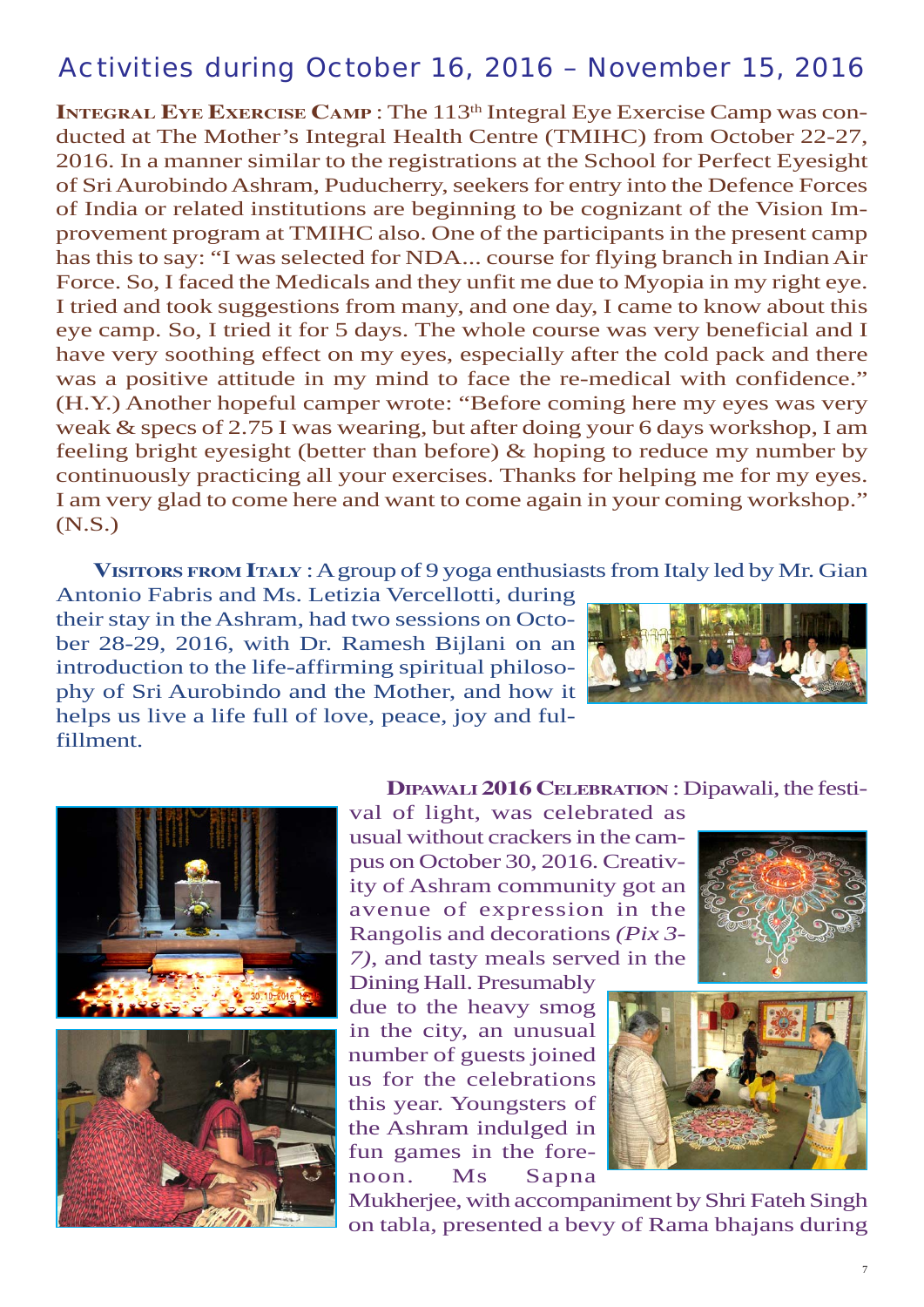## Activities during October 16, 2016 – November 15, 2016

**INTEGRAL EYE EXERCISE CAMP** : The 113th Integral Eye Exercise Camp was conducted at The Mother's Integral Health Centre (TMIHC) from October 22-27, 2016. In a manner similar to the registrations at the School for Perfect Eyesight of Sri Aurobindo Ashram, Puducherry, seekers for entry into the Defence Forces of India or related institutions are beginning to be cognizant of the Vision Improvement program at TMIHC also. One of the participants in the present camp has this to say: "I was selected for NDA... course for flying branch in Indian Air Force. So, I faced the Medicals and they unfit me due to Myopia in my right eye. I tried and took suggestions from many, and one day, I came to know about this eye camp. So, I tried it for 5 days. The whole course was very beneficial and I have very soothing effect on my eyes, especially after the cold pack and there was a positive attitude in my mind to face the re-medical with confidence." (H.Y.) Another hopeful camper wrote: "Before coming here my eyes was very weak & specs of 2.75 I was wearing, but after doing your 6 days workshop, I am feeling bright eyesight (better than before) & hoping to reduce my number by continuously practicing all your exercises. Thanks for helping me for my eyes. I am very glad to come here and want to come again in your coming workshop." (N.S.)

**VISITORS FROM ITALY** : A group of 9 yoga enthusiasts from Italy led by Mr. Gian Antonio Fabris and Ms. Letizia Vercellotti, during their stay in the Ashram, had two sessions on October 28-29, 2016, with Dr. Ramesh Bijlani on an introduction to the life-affirming spiritual philosophy of Sri Aurobindo and the Mother, and how it helps us live a life full of love, peace, joy and fulfillment.

**DIPAWALI 2016 CELEBRATION** : Dipawali, the festival of light, was celebrated as usual without crackers in the campus on October 30, 2016. Creativity of Ashram community got an avenue of expression in the Rangolis and decorations *(Pix 3-7)*, and tasty meals served in the Dining Hall. Presumably due to the heavy smog in the city, an unusual number of guests joined us for the celebrations this year. Youngsters of the Ashram indulged in fun games in the forenoon. Ms Sapna Mukherjee, with accompaniment by Shri Fateh Singh on tabla, presented a bevy of Rama bhajans during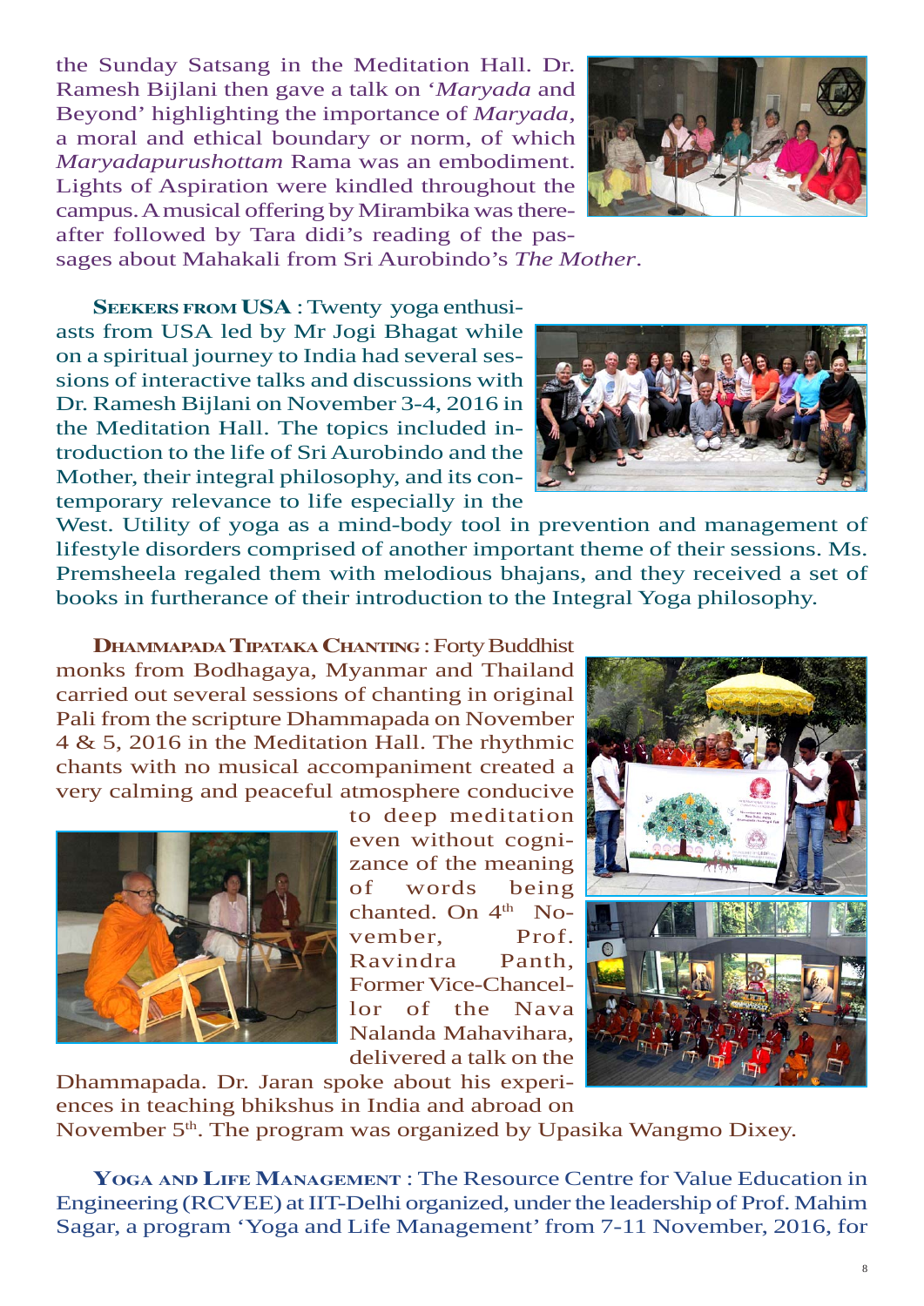the Sunday Satsang in the Meditation Hall. Dr. Ramesh Bijlani then gave a talk on '*Maryada* and Beyond' highlighting the importance of *Maryada*, a moral and ethical boundary or norm, of which *Maryadapurushottam* Rama was an embodiment. Lights of Aspiration were kindled throughout the campus. A musical offering by Mirambika was thereafter followed by Tara didi's reading of the passages about Mahakali from Sri Aurobindo's *The Mother*.

**SEEKERS FROM USA** : Twenty yoga enthusiasts from USA led by Mr Jogi Bhagat while on a spiritual journey to India had several sessions of interactive talks and discussions with Dr. Ramesh Bijlani on November 3-4, 2016 in the Meditation Hall. The topics included introduction to the life of Sri Aurobindo and the Mother, their integral philosophy, and its contemporary relevance to life especially in the West. Utility of yoga as a mind-body tool in prevention and management of lifestyle disorders comprised of another important theme of their sessions. Ms. Premsheela regaled them with melodious bhajans, and they received a set of books in furtherance of their introduction to the Integral Yoga philosophy.

**DHAMMAPADA TIPATAKA CHANTING** : Forty Buddhist monks from Bodhagaya, Myanmar and Thailand carried out several sessions of chanting in original Pali from the scripture Dhammapada on November 4 & 5, 2016 in the Meditation Hall. The rhythmic chants with no musical accompaniment created a very calming and peaceful atmosphere conducive to deep meditation even without cognizance of the meaning of words being chanted. On 4th November, Prof. Ravindra Panth, Former Vice-Chancellor of the Nava Nalanda Mahavihara, delivered a talk on the Dhammapada. Dr. Jaran spoke about his experiences in teaching bhikshus in India and abroad on November 5th. The program was organized by Upasika Wangmo Dixey.

**YOGA AND LIFE MANAGEMENT** : The Resource Centre for Value Education in Engineering (RCVEE) at IIT-Delhi organized, under the leadership of Prof. Mahim Sagar, a program 'Yoga and Life Management' from 7-11 November, 2016, for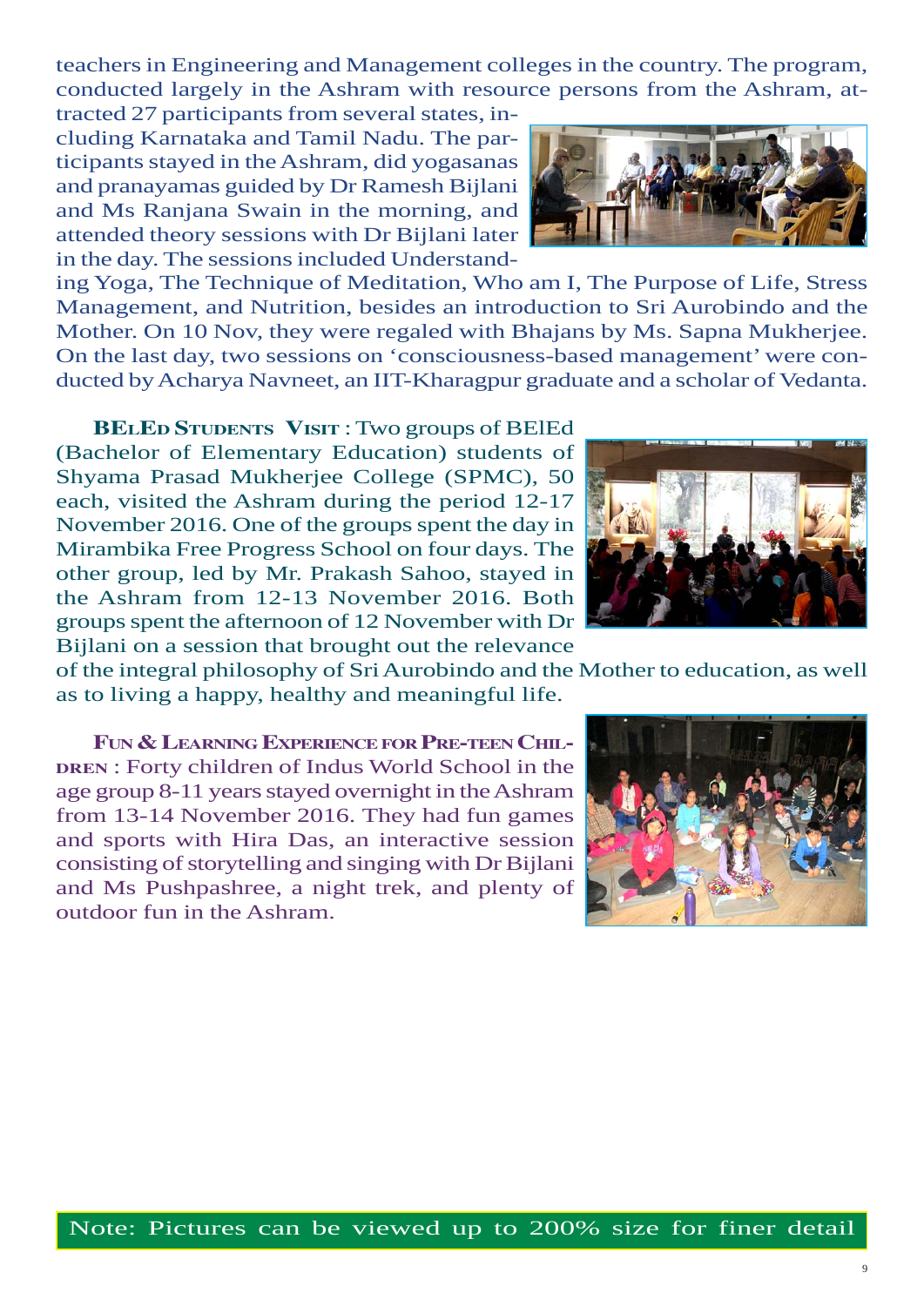teachers in Engineering and Management colleges in the country. The program, conducted largely in the Ashram with resource persons from the Ashram, attracted 27 participants from several states, including Karnataka and Tamil Nadu. The participants stayed in the Ashram, did yogasanas and pranayamas guided by Dr Ramesh Bijlani and Ms Ranjana Swain in the morning, and attended theory sessions with Dr Bijlani later in the day. The sessions included Understanding Yoga, The Technique of Meditation, Who am I, The Purpose of Life, Stress Management, and Nutrition, besides an introduction to Sri Aurobindo and the Mother. On 10 Nov, they were regaled with Bhajans by Ms. Sapna Mukherjee. On the last day, two sessions on 'consciousness-based management' were conducted by Acharya Navneet, an IIT-Kharagpur graduate and a scholar of Vedanta.

**BElEd Students Visit** : Two groups of BElEd (Bachelor of Elementary Education) students of Shyama Prasad Mukherjee College (SPMC), 50 each, visited the Ashram during the period 12-17 November 2016. One of the groups spent the day in Mirambika Free Progress School on four days. The other group, led by Mr. Prakash Sahoo, stayed in the Ashram from 12-13 November 2016. Both groups spent the afternoon of 12 November with Dr Bijlani on a session that brought out the relevance of the integral philosophy of Sri Aurobindo and the Mother to education, as well as to living a happy, healthy and meaningful life.

**Fun & Learning Experience for Pre-teen Children** : Forty children of Indus World School in the age group 8-11 years stayed overnight in the Ashram from 13-14 November 2016. They had fun games and sports with Hira Das, an interactive session consisting of storytelling and singing with Dr Bijlani and Ms Pushpashree, a night trek, and plenty of outdoor fun in the Ashram.

Note: Pictures can be viewed up to 200% size for finer detail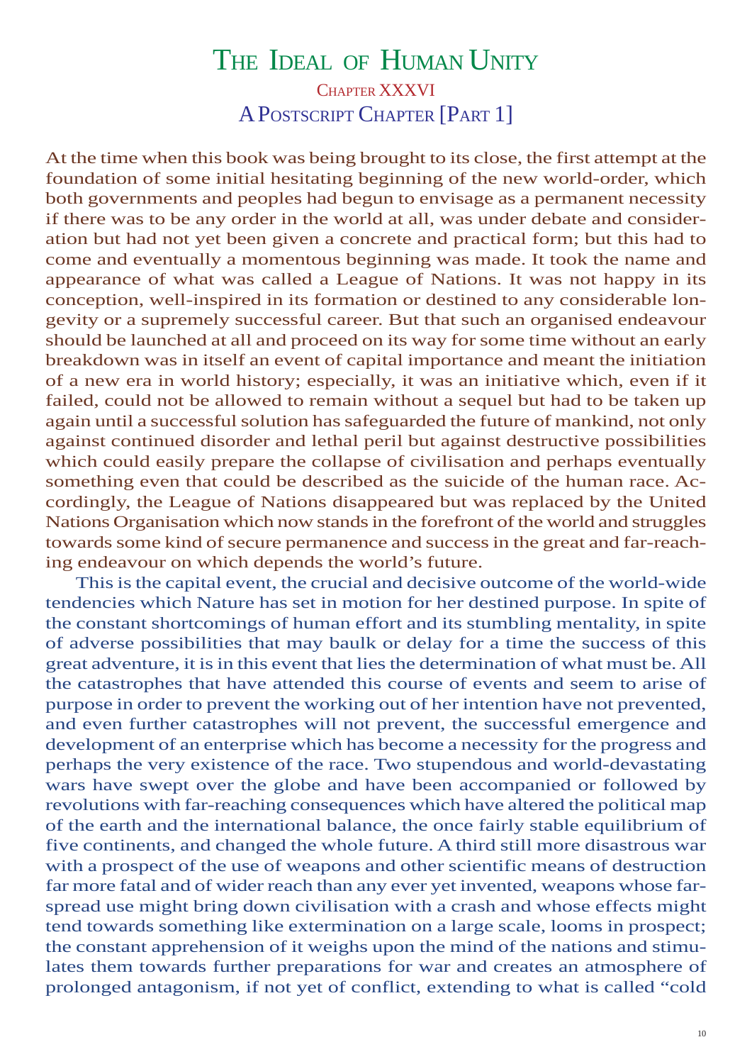# The Ideal of Human Unity

## Chapter XXXVI

## A Postscript Chapter [Part 1]

At the time when this book was being brought to its close, the first attempt at the foundation of some initial hesitating beginning of the new world-order, which both governments and peoples had begun to envisage as a permanent necessity if there was to be any order in the world at all, was under debate and consideration but had not yet been given a concrete and practical form; but this had to come and eventually a momentous beginning was made. It took the name and appearance of what was called a League of Nations. It was not happy in its conception, well-inspired in its formation or destined to any considerable longevity or a supremely successful career. But that such an organised endeavour should be launched at all and proceed on its way for some time without an early breakdown was in itself an event of capital importance and meant the initiation of a new era in world history; especially, it was an initiative which, even if it failed, could not be allowed to remain without a sequel but had to be taken up again until a successful solution has safeguarded the future of mankind, not only against continued disorder and lethal peril but against destructive possibilities which could easily prepare the collapse of civilisation and perhaps eventually something even that could be described as the suicide of the human race. Accordingly, the League of Nations disappeared but was replaced by the United Nations Organisation which now stands in the forefront of the world and struggles towards some kind of secure permanence and success in the great and far-reaching endeavour on which depends the world's future.

This is the capital event, the crucial and decisive outcome of the world-wide tendencies which Nature has set in motion for her destined purpose. In spite of the constant shortcomings of human effort and its stumbling mentality, in spite of adverse possibilities that may baulk or delay for a time the success of this great adventure, it is in this event that lies the determination of what must be. All the catastrophes that have attended this course of events and seem to arise of purpose in order to prevent the working out of her intention have not prevented, and even further catastrophes will not prevent, the successful emergence and development of an enterprise which has become a necessity for the progress and perhaps the very existence of the race. Two stupendous and world-devastating wars have swept over the globe and have been accompanied or followed by revolutions with far-reaching consequences which have altered the political map of the earth and the international balance, the once fairly stable equilibrium of five continents, and changed the whole future. A third still more disastrous war with a prospect of the use of weapons and other scientific means of destruction far more fatal and of wider reach than any ever yet invented, weapons whose far-spread use might bring down civilisation with a crash and whose effects might tend towards something like extermination on a large scale, looms in prospect; the constant apprehension of it weighs upon the mind of the nations and stimulates them towards further preparations for war and creates an atmosphere of prolonged antagonism, if not yet of conflict, extending to what is called "cold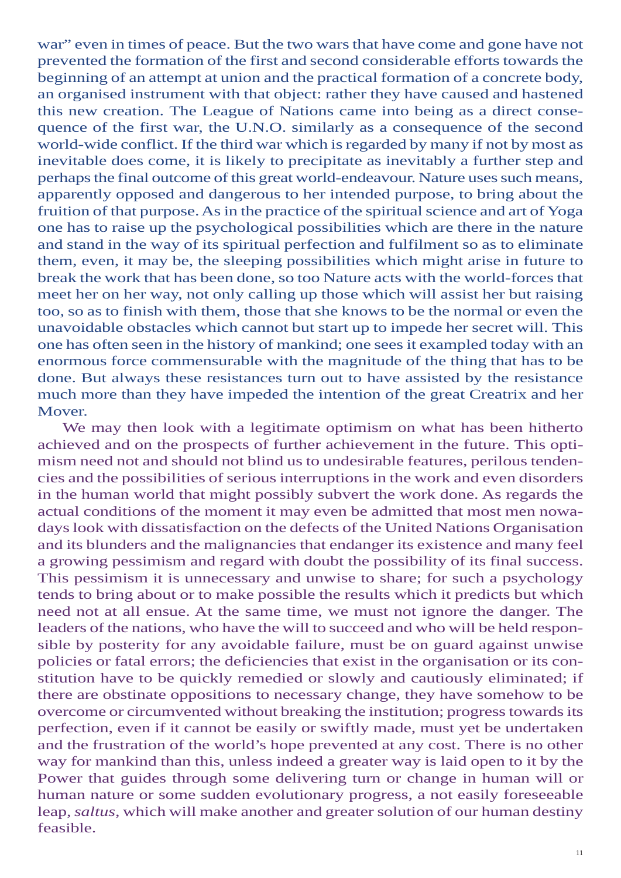war" even in times of peace. But the two wars that have come and gone have not prevented the formation of the first and second considerable efforts towards the beginning of an attempt at union and the practical formation of a concrete body, an organised instrument with that object: rather they have caused and hastened this new creation. The League of Nations came into being as a direct consequence of the first war, the U.N.O. similarly as a consequence of the second world-wide conflict. If the third war which is regarded by many if not by most as inevitable does come, it is likely to precipitate as inevitably a further step and perhaps the final outcome of this great world-endeavour. Nature uses such means, apparently opposed and dangerous to her intended purpose, to bring about the fruition of that purpose. As in the practice of the spiritual science and art of Yoga one has to raise up the psychological possibilities which are there in the nature and stand in the way of its spiritual perfection and fulfilment so as to eliminate them, even, it may be, the sleeping possibilities which might arise in future to break the work that has been done, so too Nature acts with the world-forces that meet her on her way, not only calling up those which will assist her but raising too, so as to finish with them, those that she knows to be the normal or even the unavoidable obstacles which cannot but start up to impede her secret will. This one has often seen in the history of mankind; one sees it exampled today with an enormous force commensurable with the magnitude of the thing that has to be done. But always these resistances turn out to have assisted by the resistance much more than they have impeded the intention of the great Creatrix and her Mover.

We may then look with a legitimate optimism on what has been hitherto achieved and on the prospects of further achievement in the future. This optimism need not and should not blind us to undesirable features, perilous tendencies and the possibilities of serious interruptions in the work and even disorders in the human world that might possibly subvert the work done. As regards the actual conditions of the moment it may even be admitted that most men nowadays look with dissatisfaction on the defects of the United Nations Organisation and its blunders and the malignancies that endanger its existence and many feel a growing pessimism and regard with doubt the possibility of its final success. This pessimism it is unnecessary and unwise to share; for such a psychology tends to bring about or to make possible the results which it predicts but which need not at all ensue. At the same time, we must not ignore the danger. The leaders of the nations, who have the will to succeed and who will be held responsible by posterity for any avoidable failure, must be on guard against unwise policies or fatal errors; the deficiencies that exist in the organisation or its constitution have to be quickly remedied or slowly and cautiously eliminated; if there are obstinate oppositions to necessary change, they have somehow to be overcome or circumvented without breaking the institution; progress towards its perfection, even if it cannot be easily or swiftly made, must yet be undertaken and the frustration of the world's hope prevented at any cost. There is no other way for mankind than this, unless indeed a greater way is laid open to it by the Power that guides through some delivering turn or change in human will or human nature or some sudden evolutionary progress, a not easily foreseeable leap, *saltus*, which will make another and greater solution of our human destiny feasible.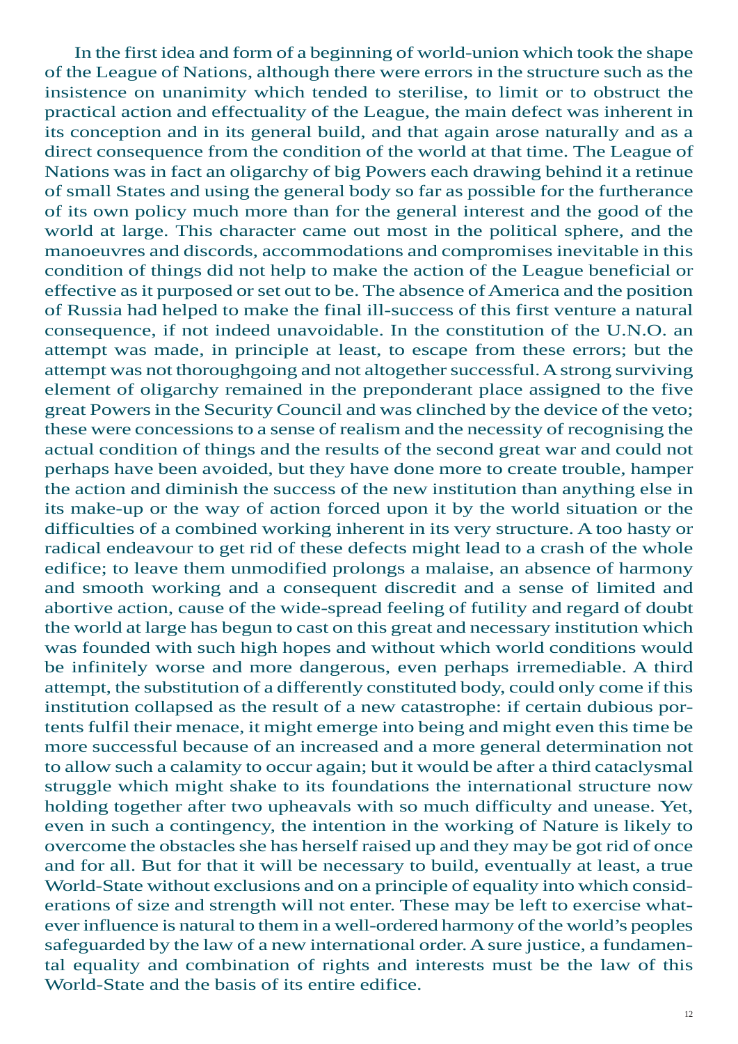In the first idea and form of a beginning of world-union which took the shape of the League of Nations, although there were errors in the structure such as the insistence on unanimity which tended to sterilise, to limit or to obstruct the practical action and effectuality of the League, the main defect was inherent in its conception and in its general build, and that again arose naturally and as a direct consequence from the condition of the world at that time. The League of Nations was in fact an oligarchy of big Powers each drawing behind it a retinue of small States and using the general body so far as possible for the furtherance of its own policy much more than for the general interest and the good of the world at large. This character came out most in the political sphere, and the manoeuvres and discords, accommodations and compromises inevitable in this condition of things did not help to make the action of the League beneficial or effective as it purposed or set out to be. The absence of America and the position of Russia had helped to make the final ill-success of this first venture a natural consequence, if not indeed unavoidable. In the constitution of the U.N.O. an attempt was made, in principle at least, to escape from these errors; but the attempt was not thoroughgoing and not altogether successful. A strong surviving element of oligarchy remained in the preponderant place assigned to the five great Powers in the Security Council and was clinched by the device of the veto; these were concessions to a sense of realism and the necessity of recognising the actual condition of things and the results of the second great war and could not perhaps have been avoided, but they have done more to create trouble, hamper the action and diminish the success of the new institution than anything else in its make-up or the way of action forced upon it by the world situation or the difficulties of a combined working inherent in its very structure. A too hasty or radical endeavour to get rid of these defects might lead to a crash of the whole edifice; to leave them unmodified prolongs a malaise, an absence of harmony and smooth working and a consequent discredit and a sense of limited and abortive action, cause of the wide-spread feeling of futility and regard of doubt the world at large has begun to cast on this great and necessary institution which was founded with such high hopes and without which world conditions would be infinitely worse and more dangerous, even perhaps irremediable. A third attempt, the substitution of a differently constituted body, could only come if this institution collapsed as the result of a new catastrophe: if certain dubious portents fulfil their menace, it might emerge into being and might even this time be more successful because of an increased and a more general determination not to allow such a calamity to occur again; but it would be after a third cataclysmal struggle which might shake to its foundations the international structure now holding together after two upheavals with so much difficulty and unease. Yet, even in such a contingency, the intention in the working of Nature is likely to overcome the obstacles she has herself raised up and they may be got rid of once and for all. But for that it will be necessary to build, eventually at least, a true World-State without exclusions and on a principle of equality into which considerations of size and strength will not enter. These may be left to exercise whatever influence is natural to them in a well-ordered harmony of the world's peoples safeguarded by the law of a new international order. A sure justice, a fundamental equality and combination of rights and interests must be the law of this World-State and the basis of its entire edifice.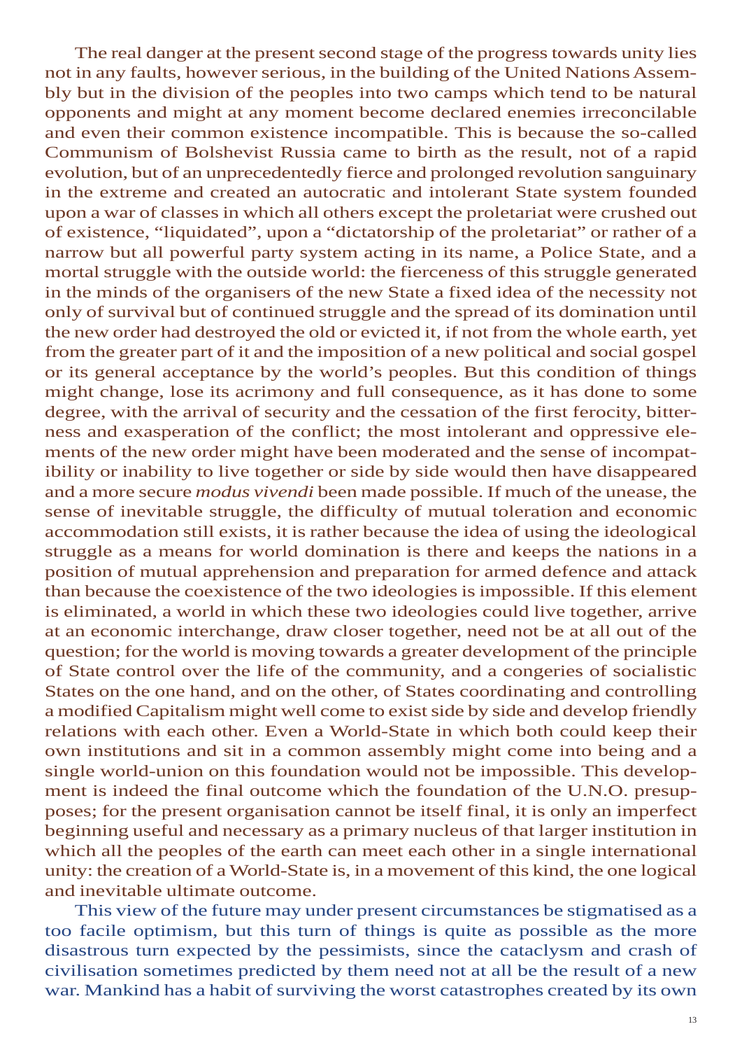The real danger at the present second stage of the progress towards unity lies not in any faults, however serious, in the building of the United Nations Assembly but in the division of the peoples into two camps which tend to be natural opponents and might at any moment become declared enemies irreconcilable and even their common existence incompatible. This is because the so-called Communism of Bolshevist Russia came to birth as the result, not of a rapid evolution, but of an unprecedentedly fierce and prolonged revolution sanguinary in the extreme and created an autocratic and intolerant State system founded upon a war of classes in which all others except the proletariat were crushed out of existence, "liquidated", upon a "dictatorship of the proletariat" or rather of a narrow but all powerful party system acting in its name, a Police State, and a mortal struggle with the outside world: the fierceness of this struggle generated in the minds of the organisers of the new State a fixed idea of the necessity not only of survival but of continued struggle and the spread of its domination until the new order had destroyed the old or evicted it, if not from the whole earth, yet from the greater part of it and the imposition of a new political and social gospel or its general acceptance by the world's peoples. But this condition of things might change, lose its acrimony and full consequence, as it has done to some degree, with the arrival of security and the cessation of the first ferocity, bitterness and exasperation of the conflict; the most intolerant and oppressive elements of the new order might have been moderated and the sense of incompatibility or inability to live together or side by side would then have disappeared and a more secure *modus vivendi* been made possible. If much of the unease, the sense of inevitable struggle, the difficulty of mutual toleration and economic accommodation still exists, it is rather because the idea of using the ideological struggle as a means for world domination is there and keeps the nations in a position of mutual apprehension and preparation for armed defence and attack than because the coexistence of the two ideologies is impossible. If this element is eliminated, a world in which these two ideologies could live together, arrive at an economic interchange, draw closer together, need not be at all out of the question; for the world is moving towards a greater development of the principle of State control over the life of the community, and a congeries of socialistic States on the one hand, and on the other, of States coordinating and controlling a modified Capitalism might well come to exist side by side and develop friendly relations with each other. Even a World-State in which both could keep their own institutions and sit in a common assembly might come into being and a single world-union on this foundation would not be impossible. This development is indeed the final outcome which the foundation of the U.N.O. presupposes; for the present organisation cannot be itself final, it is only an imperfect beginning useful and necessary as a primary nucleus of that larger institution in which all the peoples of the earth can meet each other in a single international unity: the creation of a World-State is, in a movement of this kind, the one logical and inevitable ultimate outcome.

This view of the future may under present circumstances be stigmatised as a too facile optimism, but this turn of things is quite as possible as the more disastrous turn expected by the pessimists, since the cataclysm and crash of civilisation sometimes predicted by them need not at all be the result of a new war. Mankind has a habit of surviving the worst catastrophes created by its own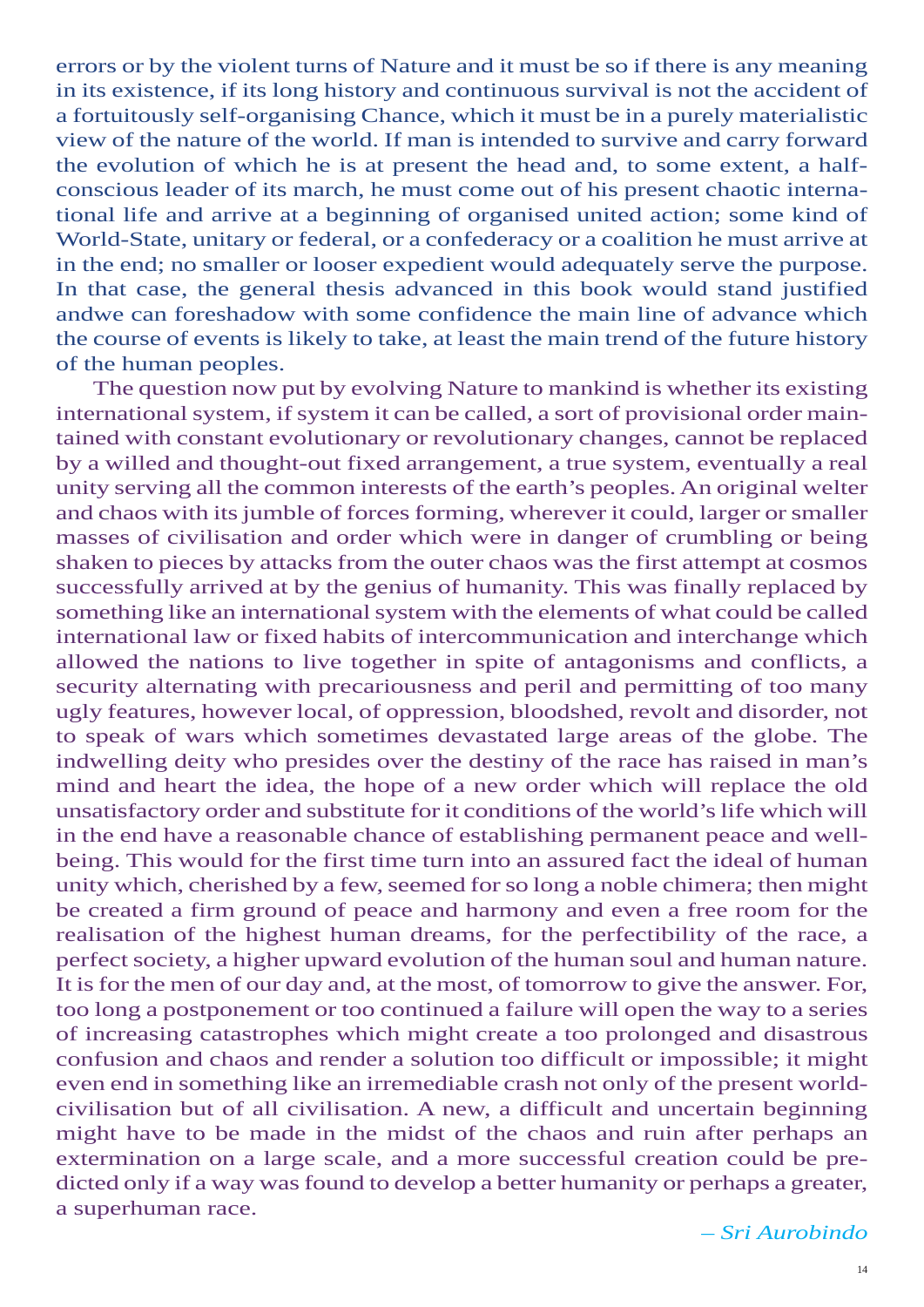errors or by the violent turns of Nature and it must be so if there is any meaning in its existence, if its long history and continuous survival is not the accident of a fortuitously self-organising Chance, which it must be in a purely materialistic view of the nature of the world. If man is intended to survive and carry forward the evolution of which he is at present the head and, to some extent, a half-conscious leader of its march, he must come out of his present chaotic international life and arrive at a beginning of organised united action; some kind of World-State, unitary or federal, or a confederacy or a coalition he must arrive at in the end; no smaller or looser expedient would adequately serve the purpose. In that case, the general thesis advanced in this book would stand justified andwe can foreshadow with some confidence the main line of advance which the course of events is likely to take, at least the main trend of the future history of the human peoples.

The question now put by evolving Nature to mankind is whether its existing international system, if system it can be called, a sort of provisional order maintained with constant evolutionary or revolutionary changes, cannot be replaced by a willed and thought-out fixed arrangement, a true system, eventually a real unity serving all the common interests of the earth's peoples. An original welter and chaos with its jumble of forces forming, wherever it could, larger or smaller masses of civilisation and order which were in danger of crumbling or being shaken to pieces by attacks from the outer chaos was the first attempt at cosmos successfully arrived at by the genius of humanity. This was finally replaced by something like an international system with the elements of what could be called international law or fixed habits of intercommunication and interchange which allowed the nations to live together in spite of antagonisms and conflicts, a security alternating with precariousness and peril and permitting of too many ugly features, however local, of oppression, bloodshed, revolt and disorder, not to speak of wars which sometimes devastated large areas of the globe. The indwelling deity who presides over the destiny of the race has raised in man's mind and heart the idea, the hope of a new order which will replace the old unsatisfactory order and substitute for it conditions of the world's life which will in the end have a reasonable chance of establishing permanent peace and well-being. This would for the first time turn into an assured fact the ideal of human unity which, cherished by a few, seemed for so long a noble chimera; then might be created a firm ground of peace and harmony and even a free room for the realisation of the highest human dreams, for the perfectibility of the race, a perfect society, a higher upward evolution of the human soul and human nature. It is for the men of our day and, at the most, of tomorrow to give the answer. For, too long a postponement or too continued a failure will open the way to a series of increasing catastrophes which might create a too prolonged and disastrous confusion and chaos and render a solution too difficult or impossible; it might even end in something like an irremediable crash not only of the present world-civilisation but of all civilisation. A new, a difficult and uncertain beginning might have to be made in the midst of the chaos and ruin after perhaps an extermination on a large scale, and a more successful creation could be predicted only if a way was found to develop a better humanity or perhaps a greater, a superhuman race.

*– Sri Aurobindo*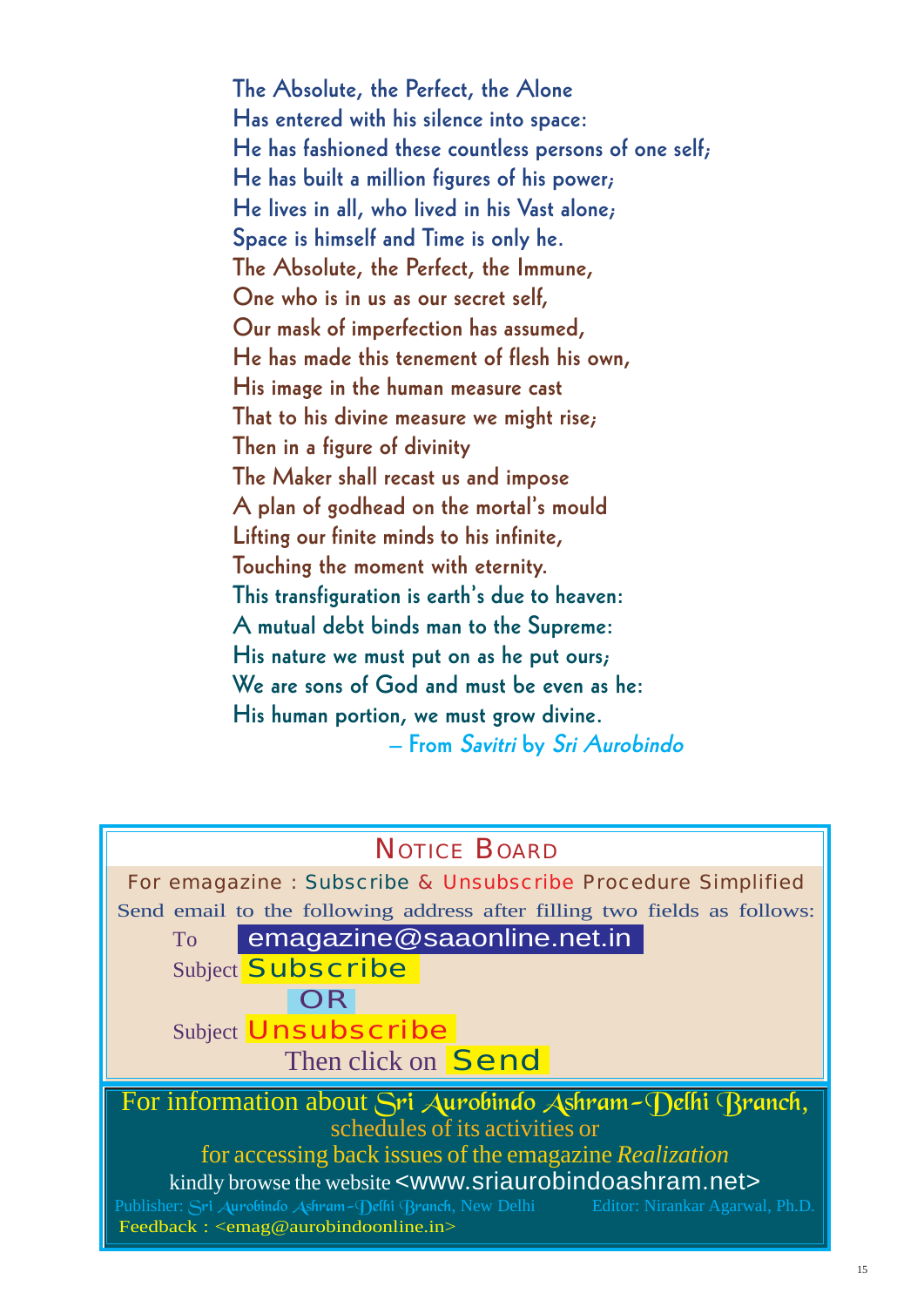The Absolute, the Perfect, the Alone
Has entered with his silence into space:
He has fashioned these countless persons of one self;
He has built a million figures of his power;
He lives in all, who lived in his Vast alone;
Space is himself and Time is only he.
The Absolute, the Perfect, the Immune,
One who is in us as our secret self,
Our mask of imperfection has assumed,
He has made this tenement of flesh his own,
His image in the human measure cast
That to his divine measure we might rise;
Then in a figure of divinity
The Maker shall recast us and impose
A plan of godhead on the mortal's mould
Lifting our finite minds to his infinite,
Touching the moment with eternity.
This transfiguration is earth's due to heaven:
A mutual debt binds man to the Supreme:
His nature we must put on as he put ours;
We are sons of God and must be even as he:
His human portion, we must grow divine.

— From *Savitri* by *Sri Aurobindo*

## Notice Board

For emagazine : Subscribe & Unsubscribe Procedure Simplified

Send email to the following address after filling two fields as follows:

To emagazine@saaonline.net.in

Subject **Subscribe**

OR

Subject **Unsubscribe**

Then click on **Send**

For information about Sri Aurobindo Ashram-Delhi Branch, schedules of its activities or for accessing back issues of the emagazine *Realization* kindly browse the website <www.sriaurobindoashram.net>

Publisher: Sri Aurobindo Ashram-Delhi Branch, New Delhi

Editor: Nirankar Agarwal, Ph.D.

Feedback : <emag@aurobindoonline.in>